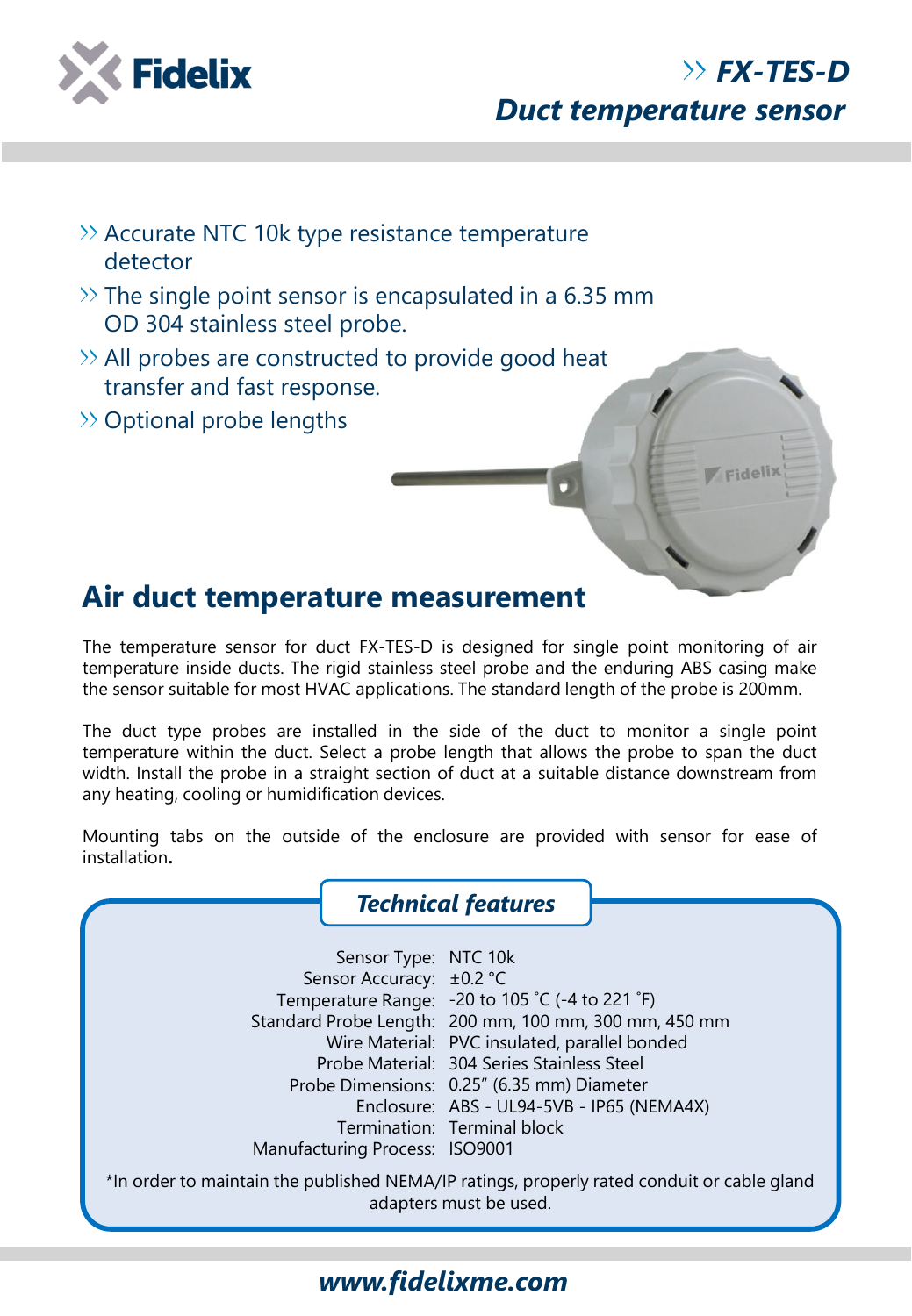# FX-TES-D

## Duct temperature sensor

- Accurate NTC 10k type resistance temperature detector
- The single point sensor is encapsulated in a 6.35 mm OD 304 stainless steel probe.
- All probes are constructed to provide good heat transfer and fast response.
- Optional probe lengths

## Air duct temperature measurement

The temperature sensor for duct FX-TES-D is designed for single point monitoring of air temperature inside ducts. The rigid stainless steel probe and the enduring ABS casing make the sensor suitable for most HVAC applications. The standard length of the probe is 200mm.

The duct type probes are installed in the side of the duct to monitor a single point temperature within the duct. Select a probe length that allows the probe to span the duct width. Install the probe in a straight section of duct at a suitable distance downstream from any heating, cooling or humidification devices.

Mounting tabs on the outside of the enclosure are provided with sensor for ease of installation**.**

### *Technical features*

| | |
|---|---|
| Sensor Type: | NTC 10k |
| Sensor Accuracy: | ±0.2 °C |
| Temperature Range: | -20 to 105 ˚C (-4 to 221 ˚F) |
| Standard Probe Length: | 200 mm, 100 mm, 300 mm, 450 mm |
| Wire Material: | PVC insulated, parallel bonded |
| Probe Material: | 304 Series Stainless Steel |
| Probe Dimensions: | 0.25" (6.35 mm) Diameter |
| Enclosure: | ABS - UL94-5VB - IP65 (NEMA4X) |
| Termination: | Terminal block |
| Manufacturing Process: | ISO9001 |

*In order to maintain the published NEMA/IP ratings, properly rated conduit or cable gland adapters must be used.

***www.fidelixme.com***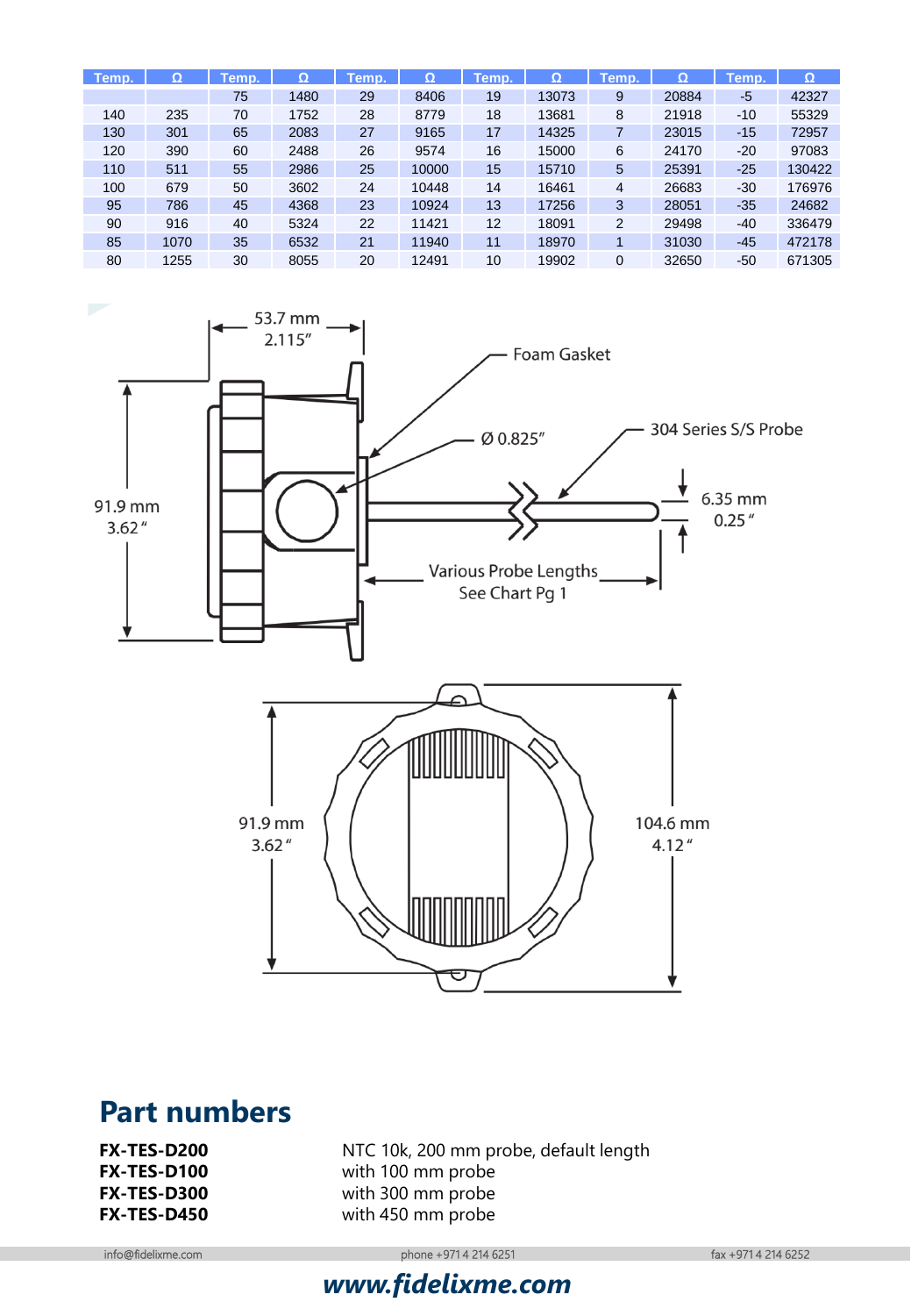| Temp. | Ω | Temp. | Ω | Temp. | Ω | Temp. | Ω | Temp. | Ω | Temp. | Ω |
|---|---|---|---|---|---|---|---|---|---|---|---|
| | | 75 | 1480 | 29 | 8406 | 19 | 13073 | 9 | 20884 | -5 | 42327 |
| 140 | 235 | 70 | 1752 | 28 | 8779 | 18 | 13681 | 8 | 21918 | -10 | 55329 |
| 130 | 301 | 65 | 2083 | 27 | 9165 | 17 | 14325 | 7 | 23015 | -15 | 72957 |
| 120 | 390 | 60 | 2488 | 26 | 9574 | 16 | 15000 | 6 | 24170 | -20 | 97083 |
| 110 | 511 | 55 | 2986 | 25 | 10000 | 15 | 15710 | 5 | 25391 | -25 | 130422 |
| 100 | 679 | 50 | 3602 | 24 | 10448 | 14 | 16461 | 4 | 26683 | -30 | 176976 |
| 95 | 786 | 45 | 4368 | 23 | 10924 | 13 | 17256 | 3 | 28051 | -35 | 24682 |
| 90 | 916 | 40 | 5324 | 22 | 11421 | 12 | 18091 | 2 | 29498 | -40 | 336479 |
| 85 | 1070 | 35 | 6532 | 21 | 11940 | 11 | 18970 | 1 | 31030 | -45 | 472178 |
| 80 | 1255 | 30 | 8055 | 20 | 12491 | 10 | 19902 | 0 | 32650 | -50 | 671305 |

53.7 mm
2.115″
Foam Gasket
Ø 0.825″
304 Series S/S Probe
91.9 mm
3.62″
6.35 mm
0.25″
Various Probe Lengths
See Chart Pg 1

91.9 mm
3.62″
104.6 mm
4.12″

## Part numbers

| | |
|---|---|
| **FX-TES-D200** | NTC 10k, 200 mm probe, default length |
| **FX-TES-D100** | with 100 mm probe |
| **FX-TES-D300** | with 300 mm probe |
| **FX-TES-D450** | with 450 mm probe |

info@fidelixme.com phone +971 4 214 6251 fax +971 4 214 6252

***www.fidelixme.com***